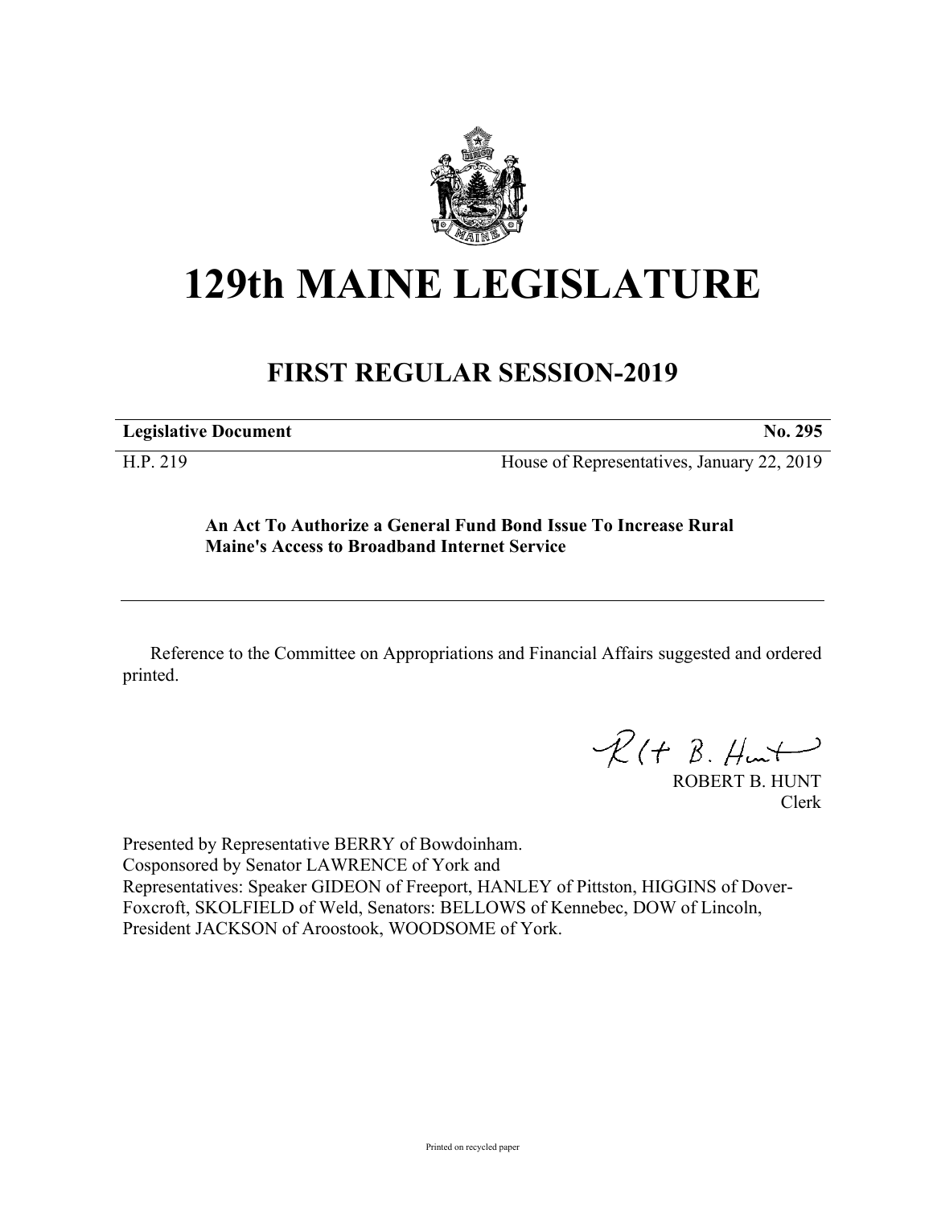# 129th MAINE LEGISLATURE

## FIRST REGULAR SESSION-2019

**Legislative Document** **No. 295**

H.P. 219 House of Representatives, January 22, 2019

**An Act To Authorize a General Fund Bond Issue To Increase Rural Maine's Access to Broadband Internet Service**

Reference to the Committee on Appropriations and Financial Affairs suggested and ordered printed.

ROBERT B. HUNT
Clerk

Presented by Representative BERRY of Bowdoinham.
Cosponsored by Senator LAWRENCE of York and
Representatives: Speaker GIDEON of Freeport, HANLEY of Pittston, HIGGINS of Dover-Foxcroft, SKOLFIELD of Weld, Senators: BELLOWS of Kennebec, DOW of Lincoln, President JACKSON of Aroostook, WOODSOME of York.

Printed on recycled paper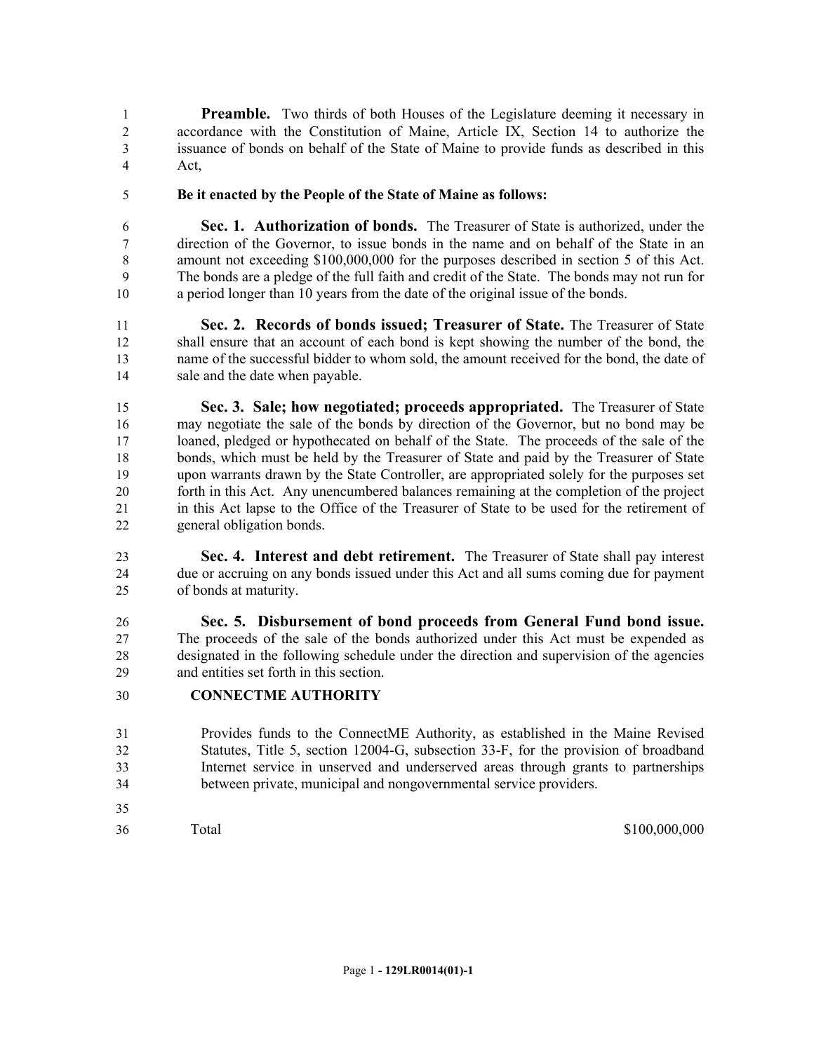**Preamble.** Two thirds of both Houses of the Legislature deeming it necessary in accordance with the Constitution of Maine, Article IX, Section 14 to authorize the issuance of bonds on behalf of the State of Maine to provide funds as described in this Act,

**Be it enacted by the People of the State of Maine as follows:**

**Sec. 1. Authorization of bonds.** The Treasurer of State is authorized, under the direction of the Governor, to issue bonds in the name and on behalf of the State in an amount not exceeding $100,000,000 for the purposes described in section 5 of this Act. The bonds are a pledge of the full faith and credit of the State. The bonds may not run for a period longer than 10 years from the date of the original issue of the bonds.

**Sec. 2. Records of bonds issued; Treasurer of State.** The Treasurer of State shall ensure that an account of each bond is kept showing the number of the bond, the name of the successful bidder to whom sold, the amount received for the bond, the date of sale and the date when payable.

**Sec. 3. Sale; how negotiated; proceeds appropriated.** The Treasurer of State may negotiate the sale of the bonds by direction of the Governor, but no bond may be loaned, pledged or hypothecated on behalf of the State. The proceeds of the sale of the bonds, which must be held by the Treasurer of State and paid by the Treasurer of State upon warrants drawn by the State Controller, are appropriated solely for the purposes set forth in this Act. Any unencumbered balances remaining at the completion of the project in this Act lapse to the Office of the Treasurer of State to be used for the retirement of general obligation bonds.

**Sec. 4. Interest and debt retirement.** The Treasurer of State shall pay interest due or accruing on any bonds issued under this Act and all sums coming due for payment of bonds at maturity.

**Sec. 5. Disbursement of bond proceeds from General Fund bond issue.** The proceeds of the sale of the bonds authorized under this Act must be expended as designated in the following schedule under the direction and supervision of the agencies and entities set forth in this section.

**CONNECTME AUTHORITY**

Provides funds to the ConnectME Authority, as established in the Maine Revised Statutes, Title 5, section 12004-G, subsection 33-F, for the provision of broadband Internet service in unserved and underserved areas through grants to partnerships between private, municipal and nongovernmental service providers.

| | |
|---|---|
| Total | $100,000,000 |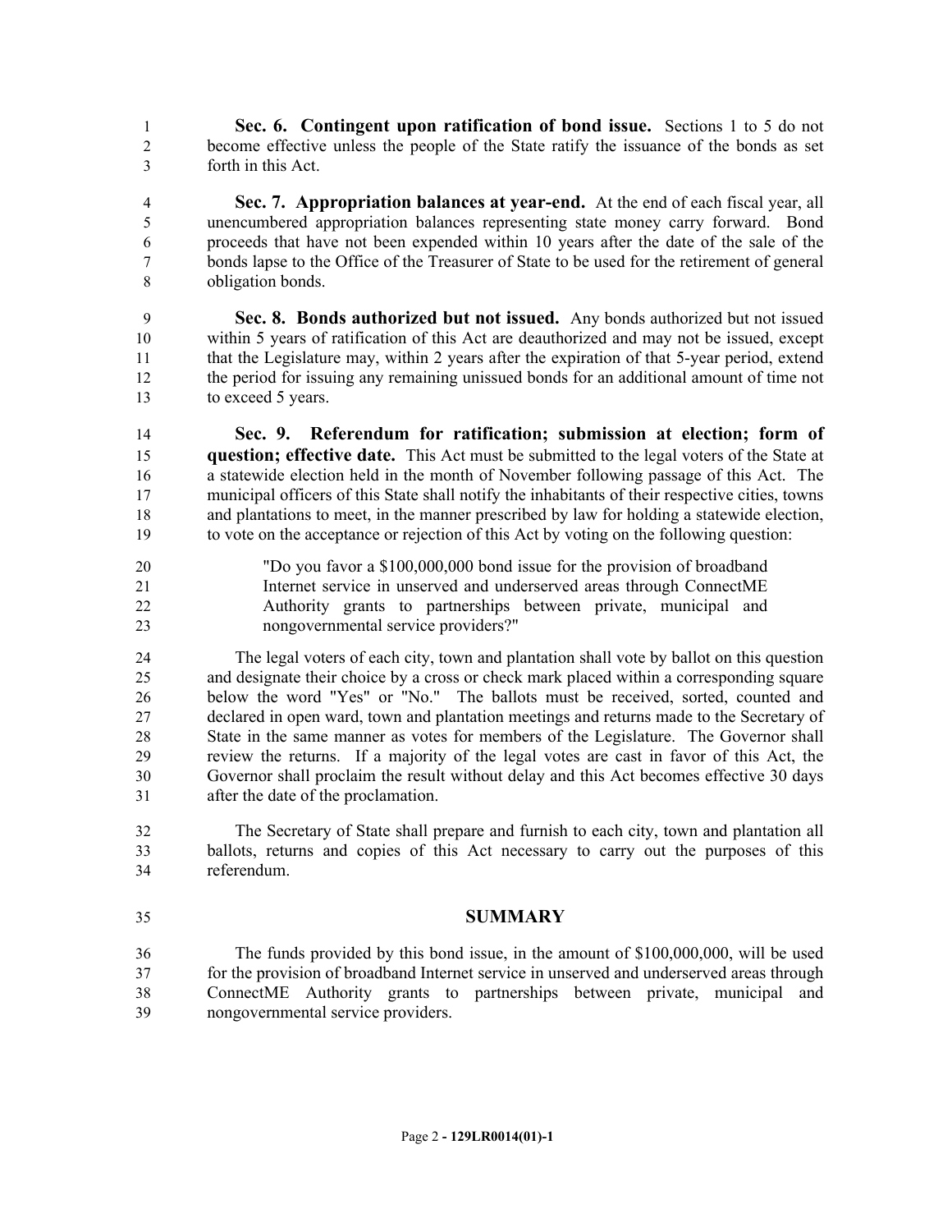**Sec. 6. Contingent upon ratification of bond issue.** Sections 1 to 5 do not become effective unless the people of the State ratify the issuance of the bonds as set forth in this Act.

**Sec. 7. Appropriation balances at year-end.** At the end of each fiscal year, all unencumbered appropriation balances representing state money carry forward. Bond proceeds that have not been expended within 10 years after the date of the sale of the bonds lapse to the Office of the Treasurer of State to be used for the retirement of general obligation bonds.

**Sec. 8. Bonds authorized but not issued.** Any bonds authorized but not issued within 5 years of ratification of this Act are deauthorized and may not be issued, except that the Legislature may, within 2 years after the expiration of that 5-year period, extend the period for issuing any remaining unissued bonds for an additional amount of time not to exceed 5 years.

**Sec. 9. Referendum for ratification; submission at election; form of question; effective date.** This Act must be submitted to the legal voters of the State at a statewide election held in the month of November following passage of this Act. The municipal officers of this State shall notify the inhabitants of their respective cities, towns and plantations to meet, in the manner prescribed by law for holding a statewide election, to vote on the acceptance or rejection of this Act by voting on the following question:

> "Do you favor a $100,000,000 bond issue for the provision of broadband Internet service in unserved and underserved areas through ConnectME Authority grants to partnerships between private, municipal and nongovernmental service providers?"

The legal voters of each city, town and plantation shall vote by ballot on this question and designate their choice by a cross or check mark placed within a corresponding square below the word "Yes" or "No." The ballots must be received, sorted, counted and declared in open ward, town and plantation meetings and returns made to the Secretary of State in the same manner as votes for members of the Legislature. The Governor shall review the returns. If a majority of the legal votes are cast in favor of this Act, the Governor shall proclaim the result without delay and this Act becomes effective 30 days after the date of the proclamation.

The Secretary of State shall prepare and furnish to each city, town and plantation all ballots, returns and copies of this Act necessary to carry out the purposes of this referendum.

## SUMMARY

The funds provided by this bond issue, in the amount of $100,000,000, will be used for the provision of broadband Internet service in unserved and underserved areas through ConnectME Authority grants to partnerships between private, municipal and nongovernmental service providers.